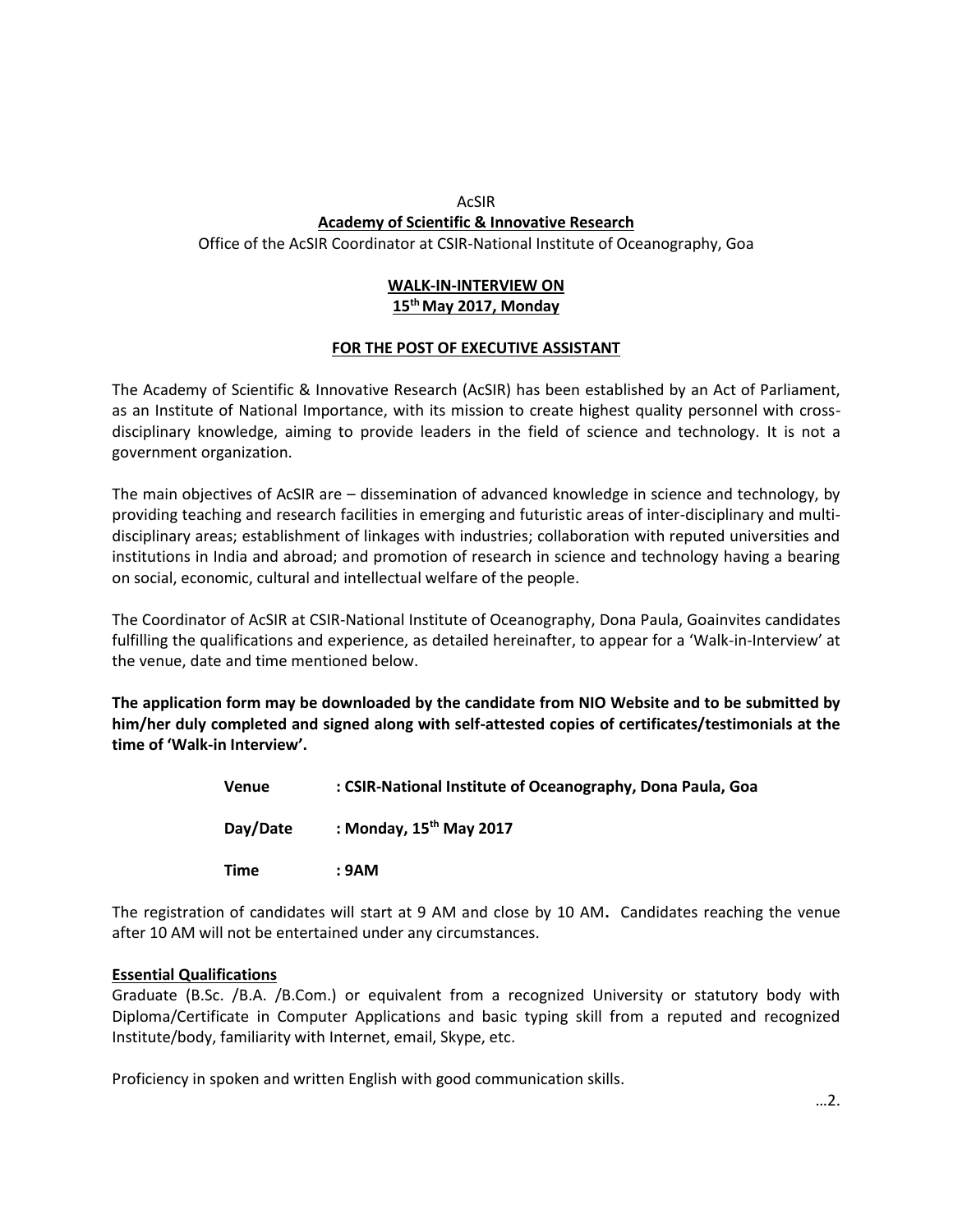AcSIR

**Academy of Scientific & Innovative Research**

Office of the AcSIR Coordinator at CSIR-National Institute of Oceanography, Goa

**WALK-IN-INTERVIEW ON**
**15th May 2017, Monday**

**FOR THE POST OF EXECUTIVE ASSISTANT**

The Academy of Scientific & Innovative Research (AcSIR) has been established by an Act of Parliament, as an Institute of National Importance, with its mission to create highest quality personnel with cross-disciplinary knowledge, aiming to provide leaders in the field of science and technology. It is not a government organization.

The main objectives of AcSIR are – dissemination of advanced knowledge in science and technology, by providing teaching and research facilities in emerging and futuristic areas of inter-disciplinary and multi-disciplinary areas; establishment of linkages with industries; collaboration with reputed universities and institutions in India and abroad; and promotion of research in science and technology having a bearing on social, economic, cultural and intellectual welfare of the people.

The Coordinator of AcSIR at CSIR-National Institute of Oceanography, Dona Paula, Goainvites candidates fulfilling the qualifications and experience, as detailed hereinafter, to appear for a 'Walk-in-Interview' at the venue, date and time mentioned below.

**The application form may be downloaded by the candidate from NIO Website and to be submitted by him/her duly completed and signed along with self-attested copies of certificates/testimonials at the time of 'Walk-in Interview'.**

**Venue** : **CSIR-National Institute of Oceanography, Dona Paula, Goa**

**Day/Date** : **Monday, 15th May 2017**

**Time** : **9AM**

The registration of candidates will start at 9 AM and close by 10 AM**.** Candidates reaching the venue after 10 AM will not be entertained under any circumstances.

**Essential Qualifications**

Graduate (B.Sc. /B.A. /B.Com.) or equivalent from a recognized University or statutory body with Diploma/Certificate in Computer Applications and basic typing skill from a reputed and recognized Institute/body, familiarity with Internet, email, Skype, etc.

Proficiency in spoken and written English with good communication skills.

…2.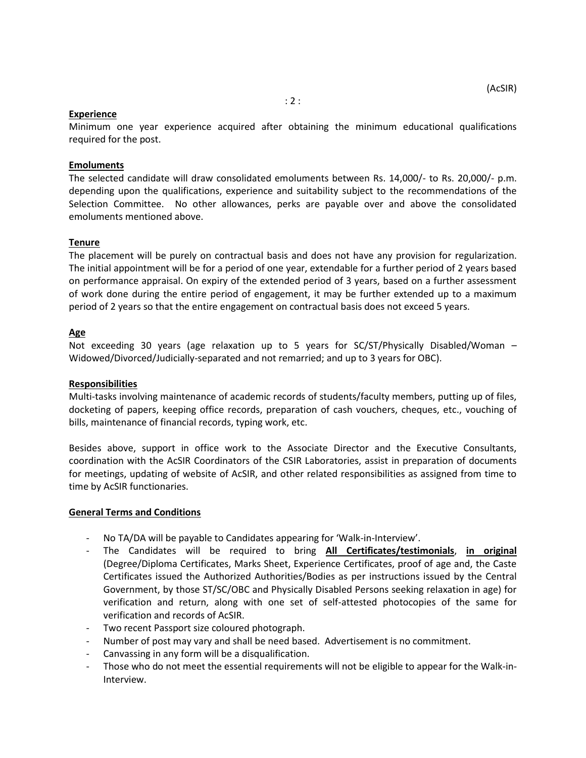**Experience**

Minimum one year experience acquired after obtaining the minimum educational qualifications required for the post.

**Emoluments**

The selected candidate will draw consolidated emoluments between Rs. 14,000/- to Rs. 20,000/- p.m. depending upon the qualifications, experience and suitability subject to the recommendations of the Selection Committee. No other allowances, perks are payable over and above the consolidated emoluments mentioned above.

**Tenure**

The placement will be purely on contractual basis and does not have any provision for regularization. The initial appointment will be for a period of one year, extendable for a further period of 2 years based on performance appraisal. On expiry of the extended period of 3 years, based on a further assessment of work done during the entire period of engagement, it may be further extended up to a maximum period of 2 years so that the entire engagement on contractual basis does not exceed 5 years.

**Age**

Not exceeding 30 years (age relaxation up to 5 years for SC/ST/Physically Disabled/Woman – Widowed/Divorced/Judicially-separated and not remarried; and up to 3 years for OBC).

**Responsibilities**

Multi-tasks involving maintenance of academic records of students/faculty members, putting up of files, docketing of papers, keeping office records, preparation of cash vouchers, cheques, etc., vouching of bills, maintenance of financial records, typing work, etc.

Besides above, support in office work to the Associate Director and the Executive Consultants, coordination with the AcSIR Coordinators of the CSIR Laboratories, assist in preparation of documents for meetings, updating of website of AcSIR, and other related responsibilities as assigned from time to time by AcSIR functionaries.

**General Terms and Conditions**

- No TA/DA will be payable to Candidates appearing for 'Walk-in-Interview'.
- The Candidates will be required to bring **All Certificates/testimonials**, **in original** (Degree/Diploma Certificates, Marks Sheet, Experience Certificates, proof of age and, the Caste Certificates issued the Authorized Authorities/Bodies as per instructions issued by the Central Government, by those ST/SC/OBC and Physically Disabled Persons seeking relaxation in age) for verification and return, along with one set of self-attested photocopies of the same for verification and records of AcSIR.
- Two recent Passport size coloured photograph.
- Number of post may vary and shall be need based. Advertisement is no commitment.
- Canvassing in any form will be a disqualification.
- Those who do not meet the essential requirements will not be eligible to appear for the Walk-in-Interview.